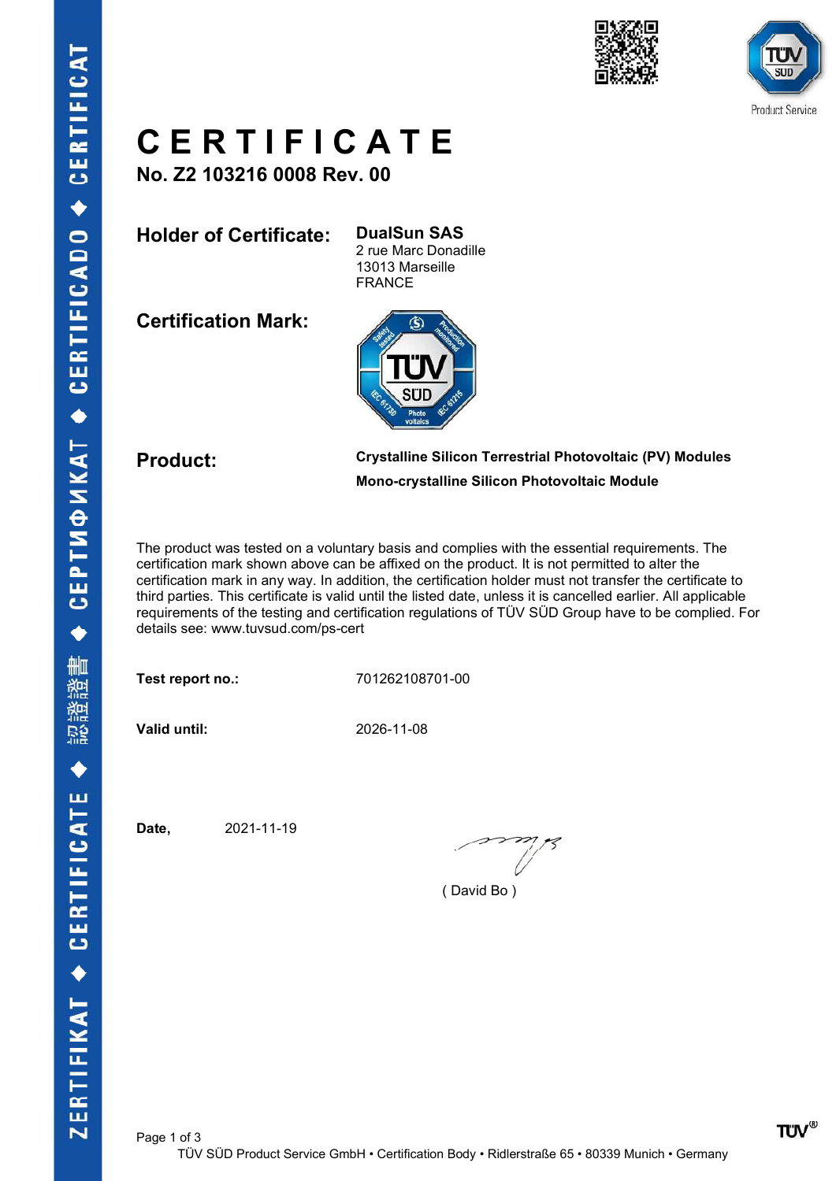# CERTIFICATE

**No. Z2 103216 0008 Rev. 00**

**Holder of Certificate:** **DualSun SAS**
2 rue Marc Donadille
13013 Marseille
FRANCE

**Certification Mark:**

**Product:** **Crystalline Silicon Terrestrial Photovoltaic (PV) Modules**
**Mono-crystalline Silicon Photovoltaic Module**

The product was tested on a voluntary basis and complies with the essential requirements. The certification mark shown above can be affixed on the product. It is not permitted to alter the certification mark in any way. In addition, the certification holder must not transfer the certificate to third parties. This certificate is valid until the listed date, unless it is cancelled earlier. All applicable requirements of the testing and certification regulations of TÜV SÜD Group have to be complied. For details see: www.tuvsud.com/ps-cert

**Test report no.:** 701262108701-00

**Valid until:** 2026-11-08

**Date,** 2021-11-19

( David Bo )

TÜV SÜD Product Service GmbH • Certification Body • Ridlerstraße 65 • 80339 Munich • Germany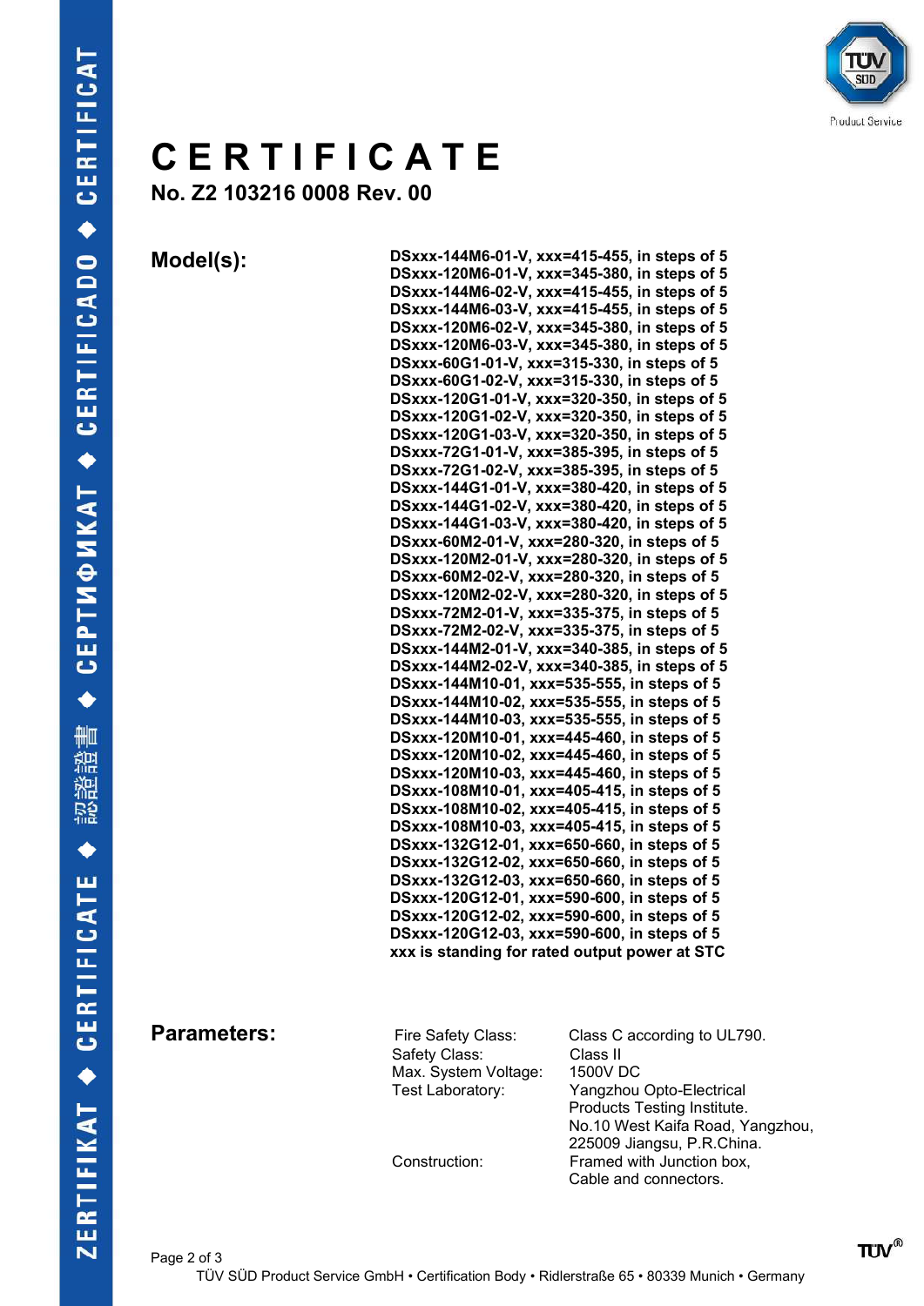# CERTIFICATE

**No. Z2 103216 0008 Rev. 00**

**Model(s):**

**DSxxx-144M6-01-V, xxx=415-455, in steps of 5**
**DSxxx-120M6-01-V, xxx=345-380, in steps of 5**
**DSxxx-144M6-02-V, xxx=415-455, in steps of 5**
**DSxxx-144M6-03-V, xxx=415-455, in steps of 5**
**DSxxx-120M6-02-V, xxx=345-380, in steps of 5**
**DSxxx-120M6-03-V, xxx=345-380, in steps of 5**
**DSxxx-60G1-01-V, xxx=315-330, in steps of 5**
**DSxxx-60G1-02-V, xxx=315-330, in steps of 5**
**DSxxx-120G1-01-V, xxx=320-350, in steps of 5**
**DSxxx-120G1-02-V, xxx=320-350, in steps of 5**
**DSxxx-120G1-03-V, xxx=320-350, in steps of 5**
**DSxxx-72G1-01-V, xxx=385-395, in steps of 5**
**DSxxx-72G1-02-V, xxx=385-395, in steps of 5**
**DSxxx-144G1-01-V, xxx=380-420, in steps of 5**
**DSxxx-144G1-02-V, xxx=380-420, in steps of 5**
**DSxxx-144G1-03-V, xxx=380-420, in steps of 5**
**DSxxx-60M2-01-V, xxx=280-320, in steps of 5**
**DSxxx-120M2-01-V, xxx=280-320, in steps of 5**
**DSxxx-60M2-02-V, xxx=280-320, in steps of 5**
**DSxxx-120M2-02-V, xxx=280-320, in steps of 5**
**DSxxx-72M2-01-V, xxx=335-375, in steps of 5**
**DSxxx-72M2-02-V, xxx=335-375, in steps of 5**
**DSxxx-144M2-01-V, xxx=340-385, in steps of 5**
**DSxxx-144M2-02-V, xxx=340-385, in steps of 5**
**DSxxx-144M10-01, xxx=535-555, in steps of 5**
**DSxxx-144M10-02, xxx=535-555, in steps of 5**
**DSxxx-144M10-03, xxx=535-555, in steps of 5**
**DSxxx-120M10-01, xxx=445-460, in steps of 5**
**DSxxx-120M10-02, xxx=445-460, in steps of 5**
**DSxxx-120M10-03, xxx=445-460, in steps of 5**
**DSxxx-108M10-01, xxx=405-415, in steps of 5**
**DSxxx-108M10-02, xxx=405-415, in steps of 5**
**DSxxx-108M10-03, xxx=405-415, in steps of 5**
**DSxxx-132G12-01, xxx=650-660, in steps of 5**
**DSxxx-132G12-02, xxx=650-660, in steps of 5**
**DSxxx-132G12-03, xxx=650-660, in steps of 5**
**DSxxx-120G12-01, xxx=590-600, in steps of 5**
**DSxxx-120G12-02, xxx=590-600, in steps of 5**
**DSxxx-120G12-03, xxx=590-600, in steps of 5**
**xxx is standing for rated output power at STC**

**Parameters:**

| | |
|---|---|
| Fire Safety Class: | Class C according to UL790. |
| Safety Class: | Class II |
| Max. System Voltage: | 1500V DC |
| Test Laboratory: | Yangzhou Opto-Electrical Products Testing Institute. No.10 West Kaifa Road, Yangzhou, 225009 Jiangsu, P.R.China. |
| Construction: | Framed with Junction box, Cable and connectors. |

TÜV SÜD Product Service GmbH • Certification Body • Ridlerstraße 65 • 80339 Munich • Germany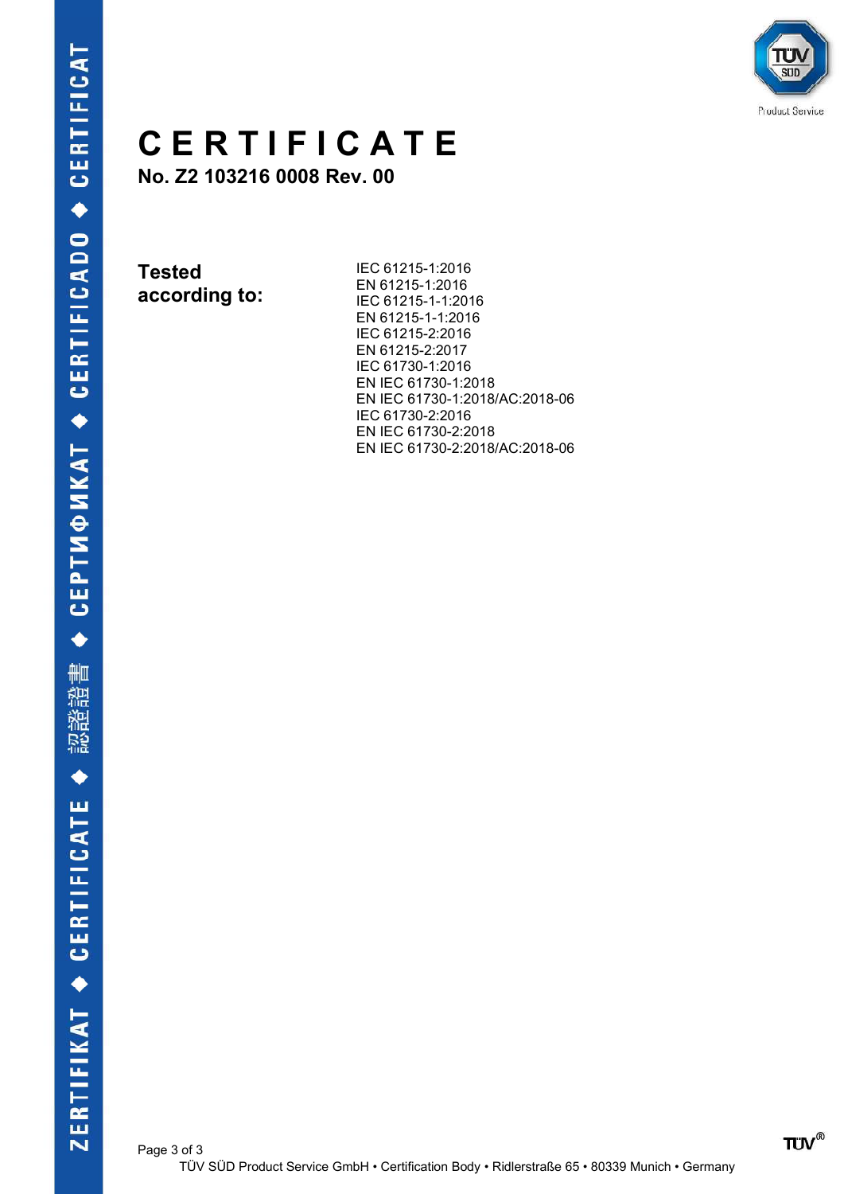# CERTIFICATE

**No. Z2 103216 0008 Rev. 00**

| | |
|---|---|
| **Tested according to:** | IEC 61215-1:2016<br>EN 61215-1:2016<br>IEC 61215-1-1:2016<br>EN 61215-1-1:2016<br>IEC 61215-2:2016<br>EN 61215-2:2017<br>IEC 61730-1:2016<br>EN IEC 61730-1:2018<br>EN IEC 61730-1:2018/AC:2018-06<br>IEC 61730-2:2016<br>EN IEC 61730-2:2018<br>EN IEC 61730-2:2018/AC:2018-06 |

TÜV SÜD Product Service GmbH • Certification Body • Ridlerstraße 65 • 80339 Munich • Germany